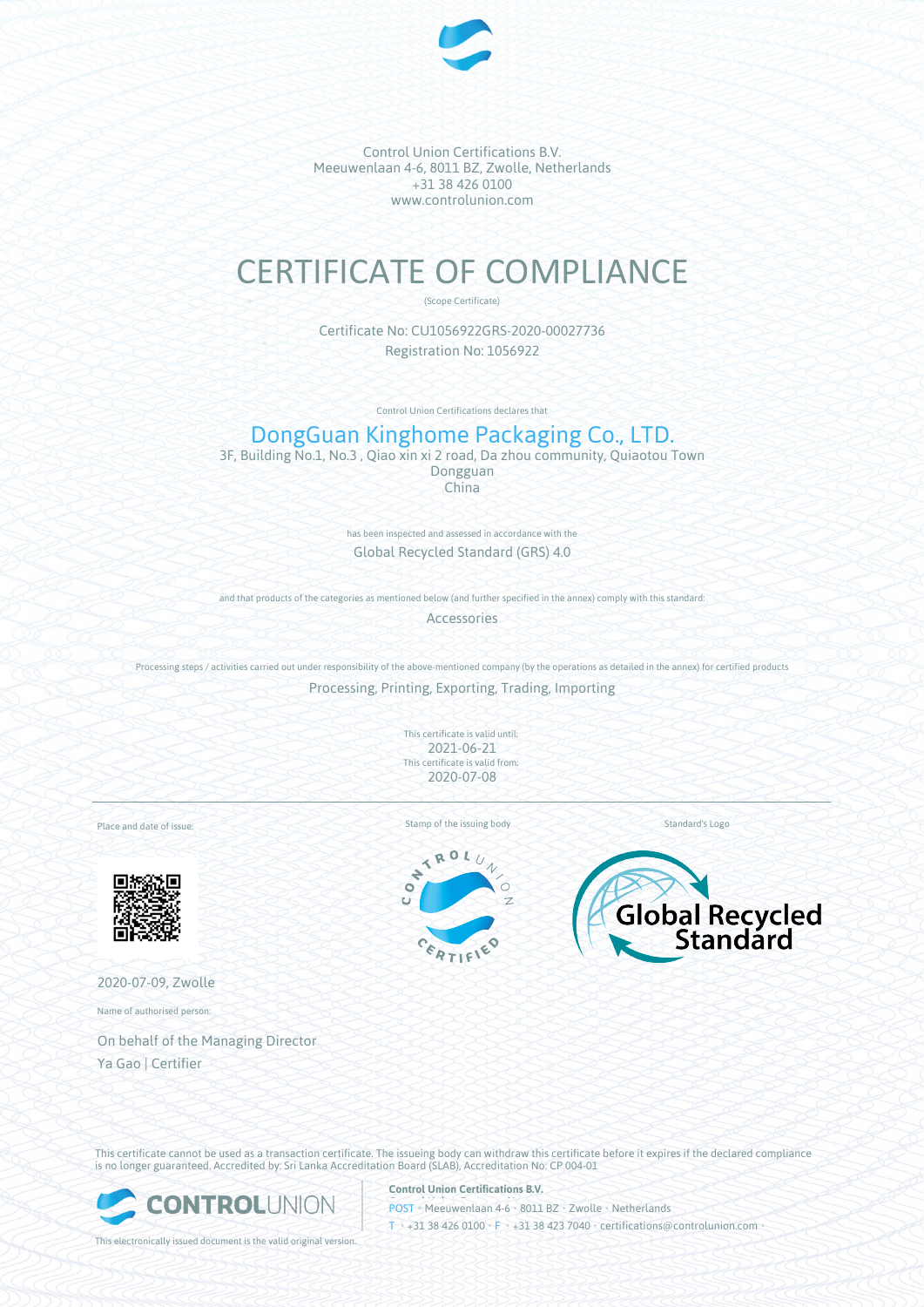Control Union Certifications B.V.
Meeuwenlaan 4-6, 8011 BZ, Zwolle, Netherlands
+31 38 426 0100
www.controlunion.com

# CERTIFICATE OF COMPLIANCE

(Scope Certificate)

Certificate No: CU1056922GRS-2020-00027736
Registration No: 1056922

Control Union Certifications declares that

## DongGuan Kinghome Packaging Co., LTD.

3F, Building No.1, No.3 , Qiao xin xi 2 road, Da zhou community, Quiaotou Town
Dongguan
China

has been inspected and assessed in accordance with the

Global Recycled Standard (GRS) 4.0

and that products of the categories as mentioned below (and further specified in the annex) comply with this standard:

Accessories

Processing steps / activities carried out under responsibility of the above-mentioned company (by the operations as detailed in the annex) for certified products

Processing, Printing, Exporting, Trading, Importing

This certificate is valid until:
2021-06-21
This certificate is valid from:
2020-07-08

Place and date of issue:

2020-07-09, Zwolle

Stamp of the issuing body

Standard's Logo

Name of authorised person:

On behalf of the Managing Director
Ya Gao | Certifier

This certificate cannot be used as a transaction certificate. The issueing body can withdraw this certificate before it expires if the declared compliance is no longer guaranteed. Accredited by: Sri Lanka Accreditation Board (SLAB), Accreditation No: CP 004-01

This electronically issued document is the valid original version.

**Control Union Certifications B.V.**
POST • Meeuwenlaan 4-6 • 8011 BZ • Zwolle • Netherlands
T • +31 38 426 0100 • F • +31 38 423 7040 • certifications@controlunion.com •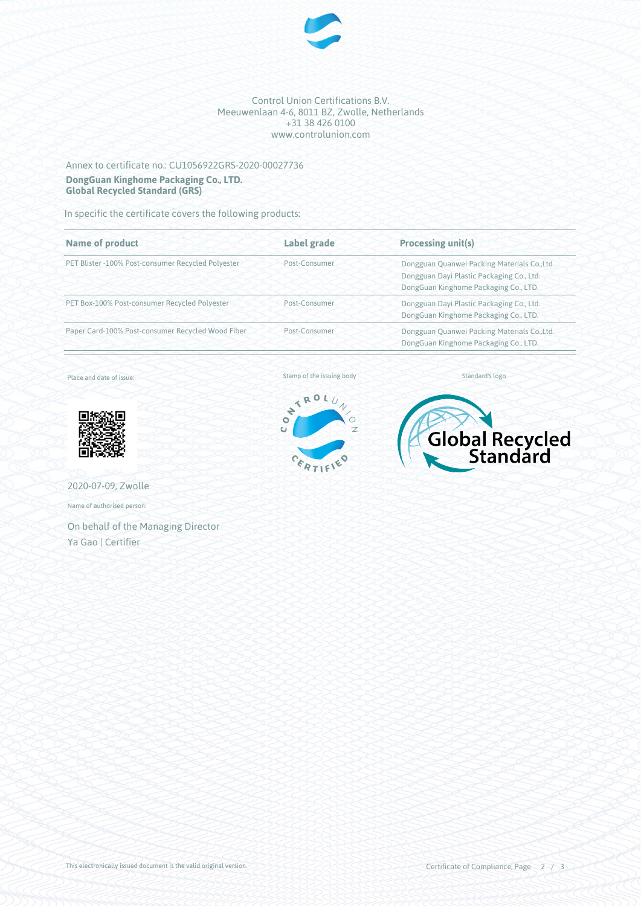Control Union Certifications B.V.
Meeuwenlaan 4-6, 8011 BZ, Zwolle, Netherlands
+31 38 426 0100
www.controlunion.com

Annex to certificate no.: CU1056922GRS-2020-00027736

**DongGuan Kinghome Packaging Co., LTD.**
**Global Recycled Standard (GRS)**

In specific the certificate covers the following products:

| Name of product | Label grade | Processing unit(s) |
| --- | --- | --- |
| PET Blister -100% Post-consumer Recycled Polyester | Post-Consumer | Dongguan Quanwei Packing Materials Co.,Ltd.<br>Dongguan Dayi Plastic Packaging Co., Ltd.<br>DongGuan Kinghome Packaging Co., LTD. |
| PET Box-100% Post-consumer Recycled Polyester | Post-Consumer | Dongguan Dayi Plastic Packaging Co., Ltd.<br>DongGuan Kinghome Packaging Co., LTD. |
| Paper Card-100% Post-consumer Recycled Wood Fiber | Post-Consumer | Dongguan Quanwei Packing Materials Co.,Ltd.<br>DongGuan Kinghome Packaging Co., LTD. |

Place and date of issue:

2020-07-09, Zwolle

Name of authorised person:

On behalf of the Managing Director
Ya Gao | Certifier

Stamp of the issuing body

Standard's logo

This electronically issued document is the valid original version.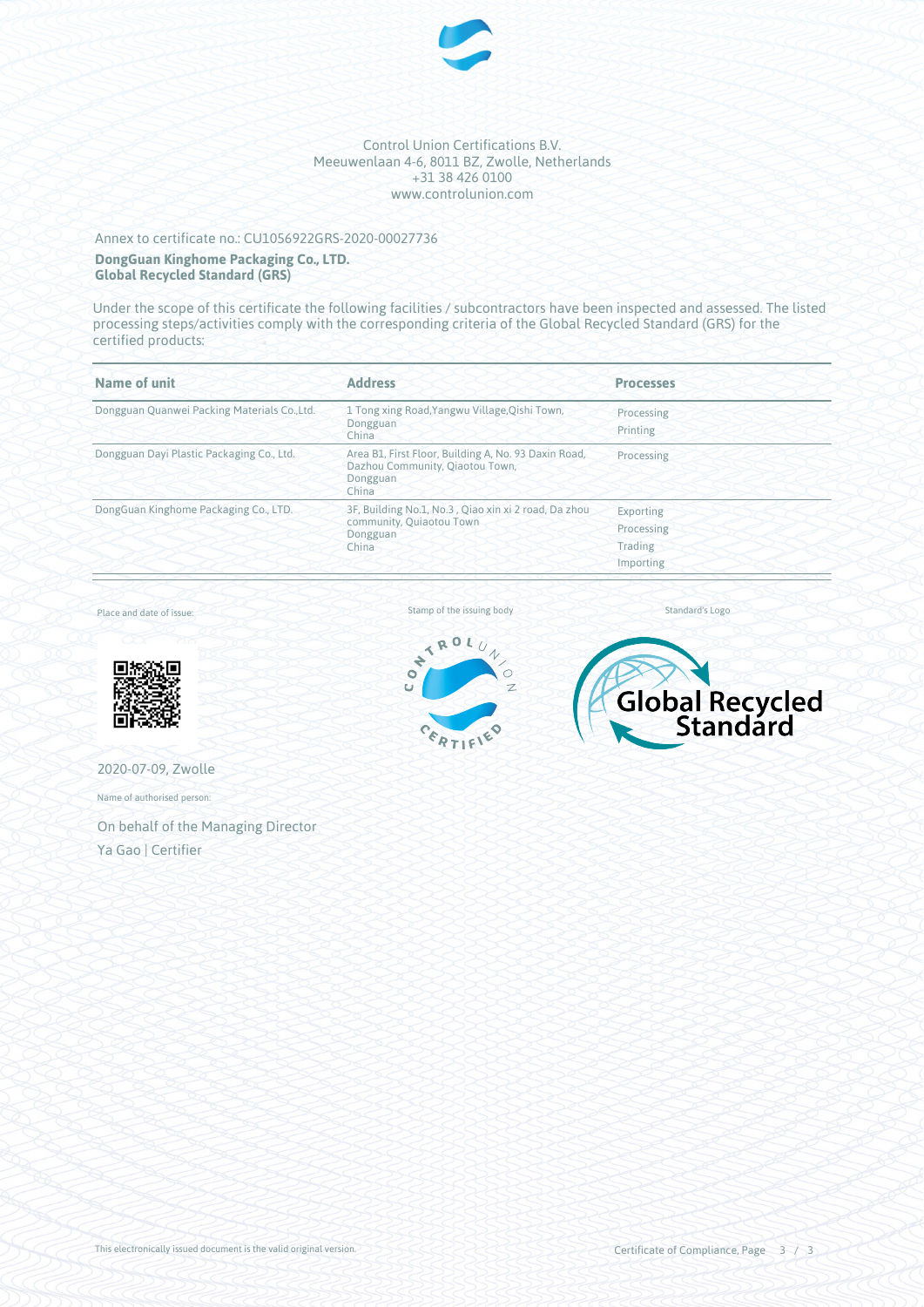Control Union Certifications B.V.
Meeuwenlaan 4-6, 8011 BZ, Zwolle, Netherlands
+31 38 426 0100
www.controlunion.com

Annex to certificate no.: CU1056922GRS-2020-00027736

**DongGuan Kinghome Packaging Co., LTD.**
**Global Recycled Standard (GRS)**

Under the scope of this certificate the following facilities / subcontractors have been inspected and assessed. The listed processing steps/activities comply with the corresponding criteria of the Global Recycled Standard (GRS) for the certified products:

| Name of unit | Address | Processes |
|---|---|---|
| Dongguan Quanwei Packing Materials Co.,Ltd. | 1 Tong xing Road,Yangwu Village,Qishi Town, Dongguan China | Processing Printing |
| Dongguan Dayi Plastic Packaging Co., Ltd. | Area B1, First Floor, Building A, No. 93 Daxin Road, Dazhou Community, Qiaotou Town, Dongguan China | Processing |
| DongGuan Kinghome Packaging Co., LTD. | 3F, Building No.1, No.3 , Qiao xin xi 2 road, Da zhou community, Quiaotou Town Dongguan China | Exporting Processing Trading Importing |

Place and date of issue:

2020-07-09, Zwolle

Name of authorised person:

On behalf of the Managing Director

Ya Gao | Certifier

Stamp of the issuing body

CONTROL UNION CERTIFIED

Standard's Logo

Global Recycled Standard

This electronically issued document is the valid original version.